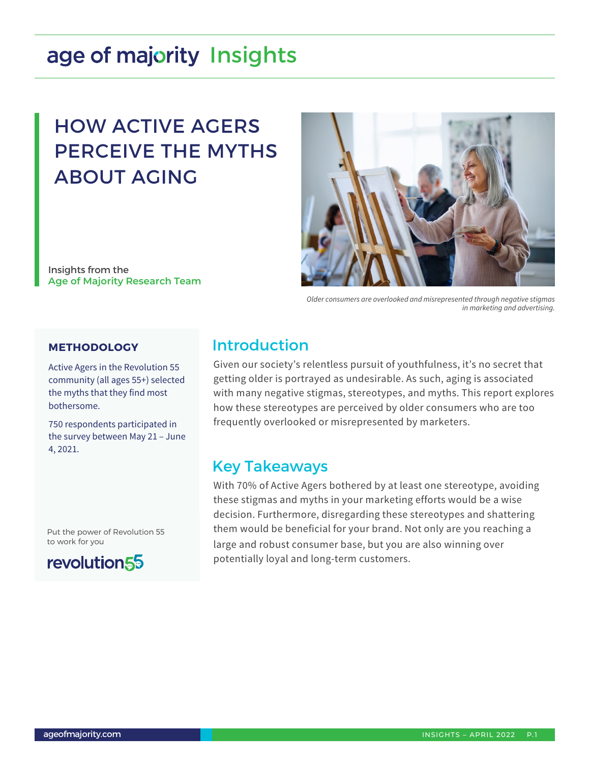age of majority Insights

# HOW ACTIVE AGERS PERCEIVE THE MYTHS ABOUT AGING

Insights from the
Age of Majority Research Team

*Older consumers are overlooked and misrepresented through negative stigmas in marketing and advertising.*

## Introduction

Given our society's relentless pursuit of youthfulness, it's no secret that getting older is portrayed as undesirable. As such, aging is associated with many negative stigmas, stereotypes, and myths. This report explores how these stereotypes are perceived by older consumers who are too frequently overlooked or misrepresented by marketers.

## Key Takeaways

With 70% of Active Agers bothered by at least one stereotype, avoiding these stigmas and myths in your marketing efforts would be a wise decision. Furthermore, disregarding these stereotypes and shattering them would be beneficial for your brand. Not only are you reaching a large and robust consumer base, but you are also winning over potentially loyal and long-term customers.

### METHODOLOGY

Active Agers in the Revolution 55 community (all ages 55+) selected the myths that they find most bothersome.

750 respondents participated in the survey between May 21 – June 4, 2021.

Put the power of Revolution 55 to work for you

revolution55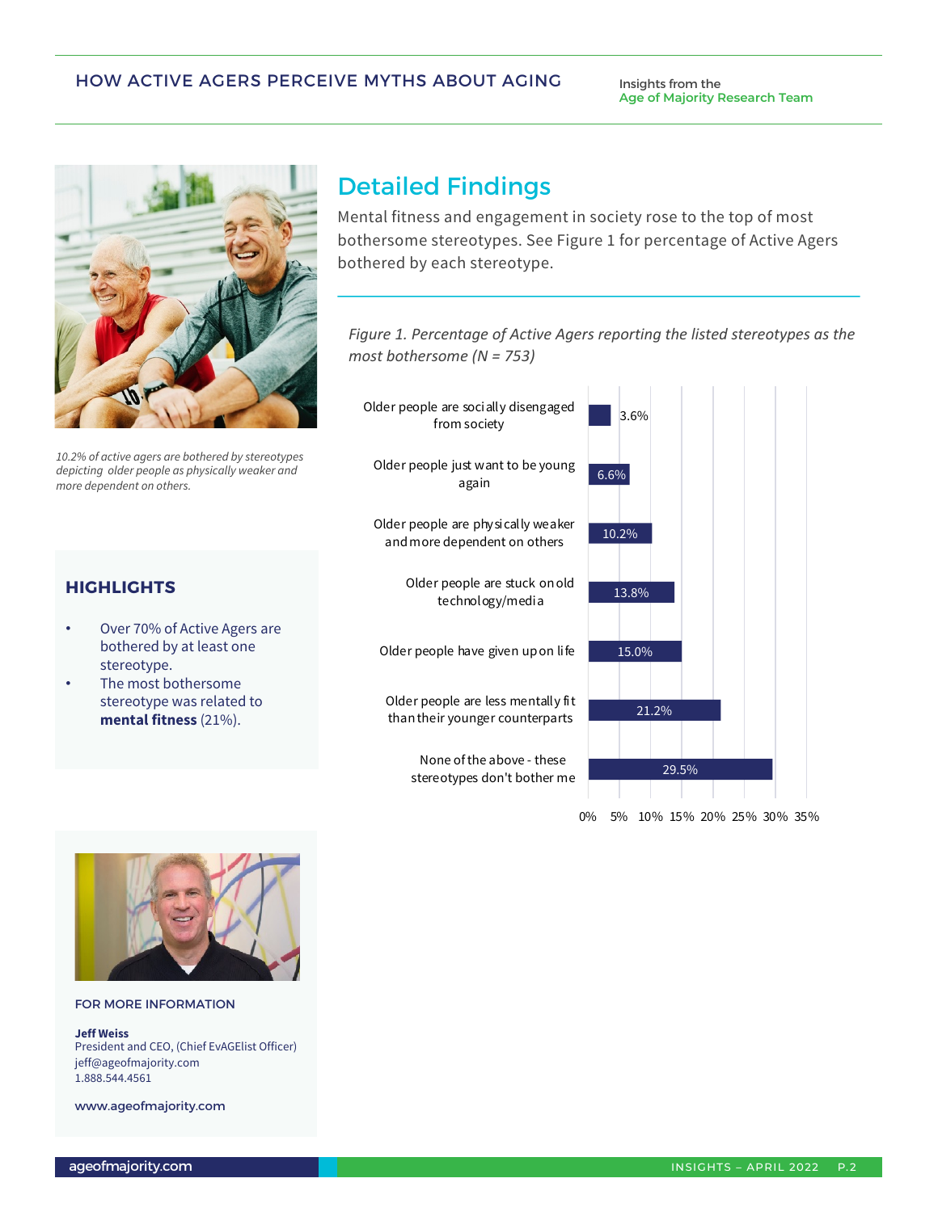## Detailed Findings

Mental fitness and engagement in society rose to the top of most bothersome stereotypes. See Figure 1 for percentage of Active Agers bothered by each stereotype.

*Figure 1. Percentage of Active Agers reporting the listed stereotypes as the most bothersome (N = 753)*

Older people are socially disengaged from society
3.6%

Older people just want to be young again
6.6%

Older people are physically weaker and more dependent on others
10.2%

Older people are stuck on old technology/media
13.8%

Older people have given up on life
15.0%

Older people are less mentally fit than their younger counterparts
21.2%

None of the above - these stereotypes don't bother me
29.5%

0% 5% 10% 15% 20% 25% 30% 35%

*10.2% of active agers are bothered by stereotypes depicting older people as physically weaker and more dependent on others.*

### HIGHLIGHTS

- Over 70% of Active Agers are bothered by at least one stereotype.
- The most bothersome stereotype was related to **mental fitness** (21%).

FOR MORE INFORMATION

**Jeff Weiss**
President and CEO, (Chief EvAGElist Officer)
jeff@ageofmajority.com
1.888.544.4561

www.ageofmajority.com